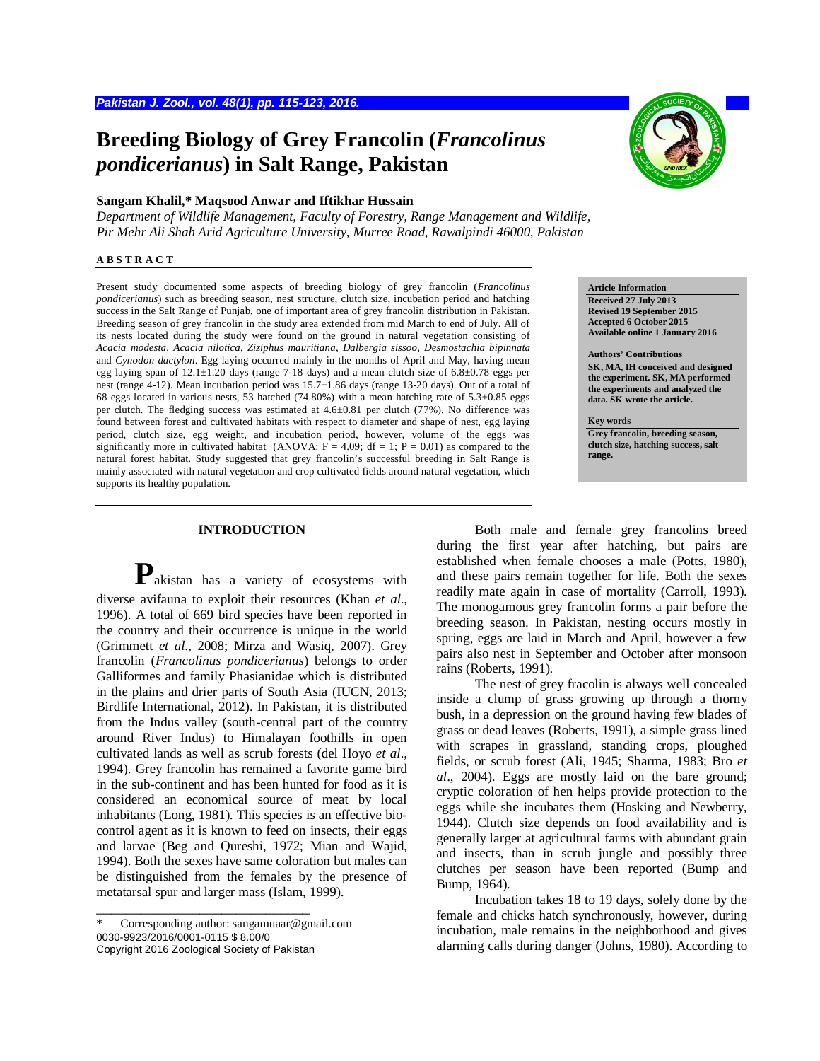# Breeding Biology of Grey Francolin (*Francolinus pondicerianus*) in Salt Range, Pakistan

**Sangam Khalil,* Maqsood Anwar and Iftikhar Hussain**

*Department of Wildlife Management, Faculty of Forestry, Range Management and Wildlife, Pir Mehr Ali Shah Arid Agriculture University, Murree Road, Rawalpindi 46000, Pakistan*

**ABSTRACT**

Present study documented some aspects of breeding biology of grey francolin (*Francolinus pondicerianus*) such as breeding season, nest structure, clutch size, incubation period and hatching success in the Salt Range of Punjab, one of important area of grey francolin distribution in Pakistan. Breeding season of grey francolin in the study area extended from mid March to end of July. All of its nests located during the study were found on the ground in natural vegetation consisting of *Acacia modesta*, *Acacia nilotica*, *Ziziphus mauritiana*, *Dalbergia sissoo*, *Desmostachia bipinnata* and *Cynodon dactylon*. Egg laying occurred mainly in the months of April and May, having mean egg laying span of 12.1±1.20 days (range 7-18 days) and a mean clutch size of 6.8±0.78 eggs per nest (range 4-12). Mean incubation period was 15.7±1.86 days (range 13-20 days). Out of a total of 68 eggs located in various nests, 53 hatched (74.80%) with a mean hatching rate of 5.3±0.85 eggs per clutch. The fledging success was estimated at 4.6±0.81 per clutch (77%). No difference was found between forest and cultivated habitats with respect to diameter and shape of nest, egg laying period, clutch size, egg weight, and incubation period, however, volume of the eggs was significantly more in cultivated habitat (ANOVA: $F = 4.09$; $df = 1$; $P = 0.01$) as compared to the natural forest habitat. Study suggested that grey francolin's successful breeding in Salt Range is mainly associated with natural vegetation and crop cultivated fields around natural vegetation, which supports its healthy population.

**Article Information**
**Received 27 July 2013**
**Revised 19 September 2015**
**Accepted 6 October 2015**
**Available online 1 January 2016**

**Authors' Contributions**
**SK, MA, IH conceived and designed the experiment. SK, MA performed the experiments and analyzed the data. SK wrote the article.**

**Key words**
**Grey francolin, breeding season, clutch size, hatching success, salt range.**

## INTRODUCTION

Pakistan has a variety of ecosystems with diverse avifauna to exploit their resources (Khan *et al*., 1996). A total of 669 bird species have been reported in the country and their occurrence is unique in the world (Grimmett *et al*., 2008; Mirza and Wasiq, 2007). Grey francolin (*Francolinus pondicerianus*) belongs to order Galliformes and family Phasianidae which is distributed in the plains and drier parts of South Asia (IUCN, 2013; Birdlife International, 2012). In Pakistan, it is distributed from the Indus valley (south-central part of the country around River Indus) to Himalayan foothills in open cultivated lands as well as scrub forests (del Hoyo *et al*., 1994). Grey francolin has remained a favorite game bird in the sub-continent and has been hunted for food as it is considered an economical source of meat by local inhabitants (Long, 1981). This species is an effective bio-control agent as it is known to feed on insects, their eggs and larvae (Beg and Qureshi, 1972; Mian and Wajid, 1994). Both the sexes have same coloration but males can be distinguished from the females by the presence of metatarsal spur and larger mass (Islam, 1999).

Both male and female grey francolins breed during the first year after hatching, but pairs are established when female chooses a male (Potts, 1980), and these pairs remain together for life. Both the sexes readily mate again in case of mortality (Carroll, 1993). The monogamous grey francolin forms a pair before the breeding season. In Pakistan, nesting occurs mostly in spring, eggs are laid in March and April, however a few pairs also nest in September and October after monsoon rains (Roberts, 1991).

The nest of grey fracolin is always well concealed inside a clump of grass growing up through a thorny bush, in a depression on the ground having few blades of grass or dead leaves (Roberts, 1991), a simple grass lined with scrapes in grassland, standing crops, ploughed fields, or scrub forest (Ali, 1945; Sharma, 1983; Bro *et al*., 2004). Eggs are mostly laid on the bare ground; cryptic coloration of hen helps provide protection to the eggs while she incubates them (Hosking and Newberry, 1944). Clutch size depends on food availability and is generally larger at agricultural farms with abundant grain and insects, than in scrub jungle and possibly three clutches per season have been reported (Bump and Bump, 1964).

Incubation takes 18 to 19 days, solely done by the female and chicks hatch synchronously, however, during incubation, male remains in the neighborhood and gives alarming calls during danger (Johns, 1980). According to

\* Corresponding author: sangamuaar@gmail.com
0030-9923/2016/0001-0115 $ 8.00/0
Copyright 2016 Zoological Society of Pakistan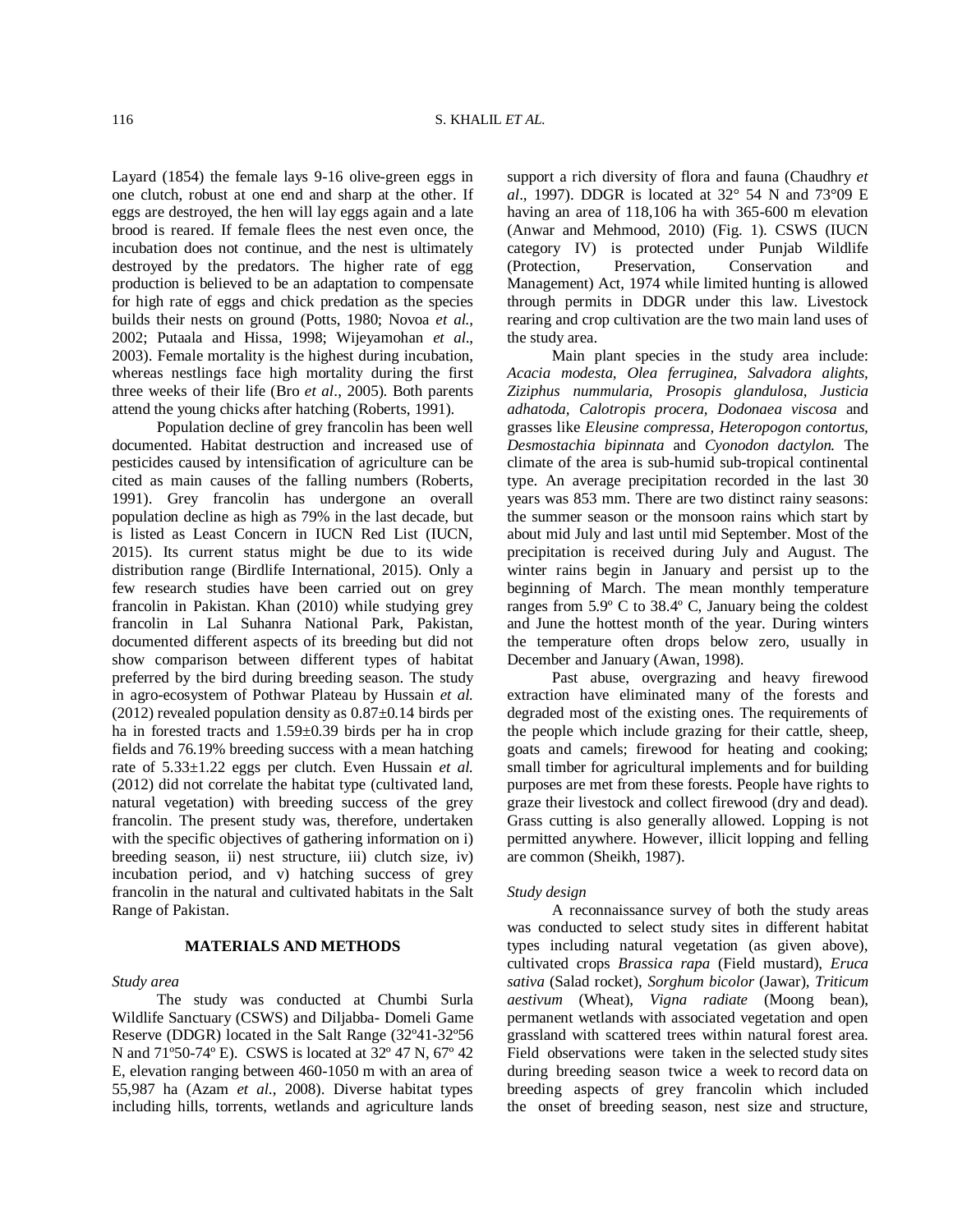Layard (1854) the female lays 9-16 olive-green eggs in one clutch, robust at one end and sharp at the other. If eggs are destroyed, the hen will lay eggs again and a late brood is reared. If female flees the nest even once, the incubation does not continue, and the nest is ultimately destroyed by the predators. The higher rate of egg production is believed to be an adaptation to compensate for high rate of eggs and chick predation as the species builds their nests on ground (Potts, 1980; Novoa *et al.*, 2002; Putaala and Hissa, 1998; Wijeyamohan *et al.*, 2003). Female mortality is the highest during incubation, whereas nestlings face high mortality during the first three weeks of their life (Bro *et al*., 2005). Both parents attend the young chicks after hatching (Roberts, 1991).

Population decline of grey francolin has been well documented. Habitat destruction and increased use of pesticides caused by intensification of agriculture can be cited as main causes of the falling numbers (Roberts, 1991). Grey francolin has undergone an overall population decline as high as 79% in the last decade, but is listed as Least Concern in IUCN Red List (IUCN, 2015). Its current status might be due to its wide distribution range (Birdlife International, 2015). Only a few research studies have been carried out on grey francolin in Pakistan. Khan (2010) while studying grey francolin in Lal Suhanra National Park, Pakistan, documented different aspects of its breeding but did not show comparison between different types of habitat preferred by the bird during breeding season. The study in agro-ecosystem of Pothwar Plateau by Hussain *et al.* (2012) revealed population density as 0.87±0.14 birds per ha in forested tracts and 1.59±0.39 birds per ha in crop fields and 76.19% breeding success with a mean hatching rate of 5.33±1.22 eggs per clutch. Even Hussain *et al.* (2012) did not correlate the habitat type (cultivated land, natural vegetation) with breeding success of the grey francolin. The present study was, therefore, undertaken with the specific objectives of gathering information on i) breeding season, ii) nest structure, iii) clutch size, iv) incubation period, and v) hatching success of grey francolin in the natural and cultivated habitats in the Salt Range of Pakistan.

## MATERIALS AND METHODS

*Study area*

The study was conducted at Chumbi Surla Wildlife Sanctuary (CSWS) and Diljabba- Domeli Game Reserve (DDGR) located in the Salt Range (32º41-32º56 N and 71º50-74º E). CSWS is located at 32º 47 N, 67º 42 E, elevation ranging between 460-1050 m with an area of 55,987 ha (Azam *et al.*, 2008). Diverse habitat types including hills, torrents, wetlands and agriculture lands support a rich diversity of flora and fauna (Chaudhry *et al*., 1997). DDGR is located at 32° 54 N and 73°09 E having an area of 118,106 ha with 365-600 m elevation (Anwar and Mehmood, 2010) (Fig. 1). CSWS (IUCN category IV) is protected under Punjab Wildlife (Protection, Preservation, Conservation and Management) Act, 1974 while limited hunting is allowed through permits in DDGR under this law. Livestock rearing and crop cultivation are the two main land uses of the study area.

Main plant species in the study area include: *Acacia modesta*, *Olea ferruginea*, *Salvadora alights*, *Ziziphus nummularia*, *Prosopis glandulosa*, *Justicia adhatoda*, *Calotropis procera*, *Dodonaea viscosa* and grasses like *Eleusine compressa*, *Heteropogon contortus*, *Desmostachia bipinnata* and *Cyonodon dactylon*. The climate of the area is sub-humid sub-tropical continental type. An average precipitation recorded in the last 30 years was 853 mm. There are two distinct rainy seasons: the summer season or the monsoon rains which start by about mid July and last until mid September. Most of the precipitation is received during July and August. The winter rains begin in January and persist up to the beginning of March. The mean monthly temperature ranges from 5.9º C to 38.4º C, January being the coldest and June the hottest month of the year. During winters the temperature often drops below zero, usually in December and January (Awan, 1998).

Past abuse, overgrazing and heavy firewood extraction have eliminated many of the forests and degraded most of the existing ones. The requirements of the people which include grazing for their cattle, sheep, goats and camels; firewood for heating and cooking; small timber for agricultural implements and for building purposes are met from these forests. People have rights to graze their livestock and collect firewood (dry and dead). Grass cutting is also generally allowed. Lopping is not permitted anywhere. However, illicit lopping and felling are common (Sheikh, 1987).

*Study design*

A reconnaissance survey of both the study areas was conducted to select study sites in different habitat types including natural vegetation (as given above), cultivated crops *Brassica rapa* (Field mustard), *Eruca sativa* (Salad rocket), *Sorghum bicolor* (Jawar), *Triticum aestivum* (Wheat), *Vigna radiate* (Moong bean), permanent wetlands with associated vegetation and open grassland with scattered trees within natural forest area. Field observations were taken in the selected study sites during breeding season twice a week to record data on breeding aspects of grey francolin which included the onset of breeding season, nest size and structure,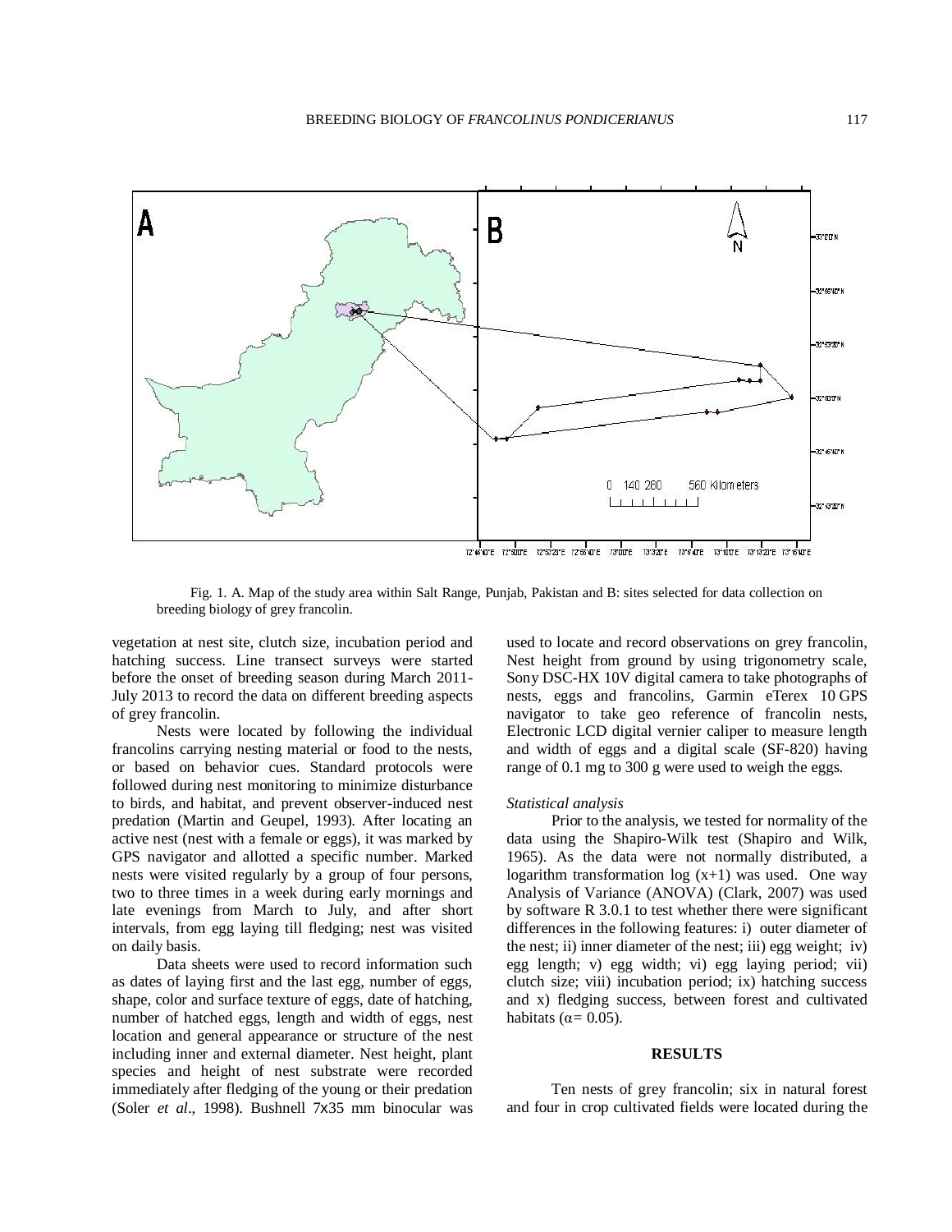Fig. 1. A. Map of the study area within Salt Range, Punjab, Pakistan and B: sites selected for data collection on breeding biology of grey francolin.

vegetation at nest site, clutch size, incubation period and hatching success. Line transect surveys were started before the onset of breeding season during March 2011-July 2013 to record the data on different breeding aspects of grey francolin.

Nests were located by following the individual francolins carrying nesting material or food to the nests, or based on behavior cues. Standard protocols were followed during nest monitoring to minimize disturbance to birds, and habitat, and prevent observer-induced nest predation (Martin and Geupel, 1993). After locating an active nest (nest with a female or eggs), it was marked by GPS navigator and allotted a specific number. Marked nests were visited regularly by a group of four persons, two to three times in a week during early mornings and late evenings from March to July, and after short intervals, from egg laying till fledging; nest was visited on daily basis.

Data sheets were used to record information such as dates of laying first and the last egg, number of eggs, shape, color and surface texture of eggs, date of hatching, number of hatched eggs, length and width of eggs, nest location and general appearance or structure of the nest including inner and external diameter. Nest height, plant species and height of nest substrate were recorded immediately after fledging of the young or their predation (Soler *et al*., 1998). Bushnell 7x35 mm binocular was used to locate and record observations on grey francolin, Nest height from ground by using trigonometry scale, Sony DSC-HX 10V digital camera to take photographs of nests, eggs and francolins, Garmin eTerex 10 GPS navigator to take geo reference of francolin nests, Electronic LCD digital vernier caliper to measure length and width of eggs and a digital scale (SF-820) having range of 0.1 mg to 300 g were used to weigh the eggs.

*Statistical analysis*

Prior to the analysis, we tested for normality of the data using the Shapiro-Wilk test (Shapiro and Wilk, 1965). As the data were not normally distributed, a logarithm transformation log $(x+1)$ was used. One way Analysis of Variance (ANOVA) (Clark, 2007) was used by software R 3.0.1 to test whether there were significant differences in the following features: i) outer diameter of the nest; ii) inner diameter of the nest; iii) egg weight; iv) egg length; v) egg width; vi) egg laying period; vii) clutch size; viii) incubation period; ix) hatching success and x) fledging success, between forest and cultivated habitats ($\alpha = 0.05$).

## RESULTS

Ten nests of grey francolin; six in natural forest and four in crop cultivated fields were located during the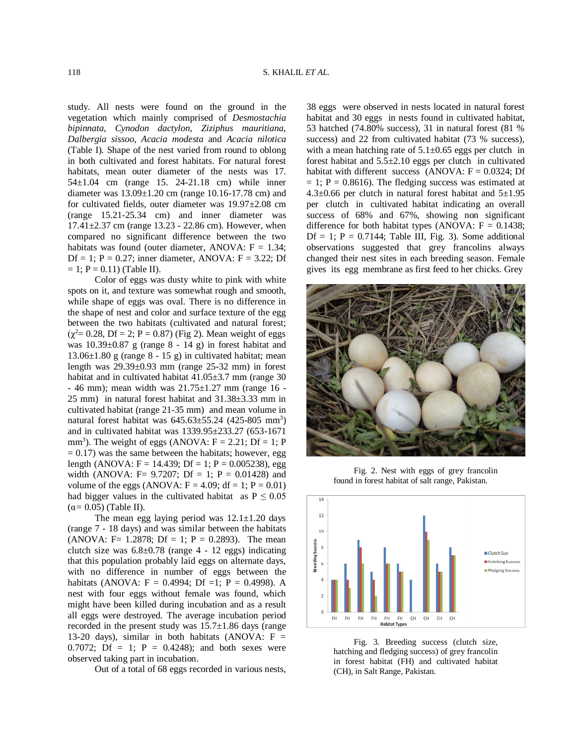study. All nests were found on the ground in the vegetation which mainly comprised of *Desmostachia bipinnata, Cynodon dactylon, Ziziphus mauritiana, Dalbergia sissoo, Acacia modesta* and *Acacia nilotica* (Table I). Shape of the nest varied from round to oblong in both cultivated and forest habitats. For natural forest habitats, mean outer diameter of the nests was 17. 54±1.04 cm (range 15. 24-21.18 cm) while inner diameter was 13.09±1.20 cm (range 10.16-17.78 cm) and for cultivated fields, outer diameter was 19.97±2.08 cm (range 15.21-25.34 cm) and inner diameter was 17.41±2.37 cm (range 13.23 - 22.86 cm). However, when compared no significant difference between the two habitats was found (outer diameter, ANOVA: F = 1.34; Df = 1; P = 0.27; inner diameter, ANOVA: F = 3.22; Df = 1; P = 0.11) (Table II).

Color of eggs was dusty white to pink with white spots on it, and texture was somewhat rough and smooth, while shape of eggs was oval. There is no difference in the shape of nest and color and surface texture of the egg between the two habitats (cultivated and natural forest; ($\chi^2$= 0.28, Df = 2; P = 0.87) (Fig 2). Mean weight of eggs was 10.39±0.87 g (range 8 - 14 g) in forest habitat and 13.06±1.80 g (range 8 - 15 g) in cultivated habitat; mean length was 29.39±0.93 mm (range 25-32 mm) in forest habitat and in cultivated habitat 41.05±3.7 mm (range 30 - 46 mm); mean width was 21.75±1.27 mm (range 16 - 25 mm) in natural forest habitat and 31.38±3.33 mm in cultivated habitat (range 21-35 mm) and mean volume in natural forest habitat was 645.63±55.24 (425-805 $mm^3$) and in cultivated habitat was 1339.95±233.27 (653-1671 $mm^3$). The weight of eggs (ANOVA: F = 2.21; Df = 1; P = 0.17) was the same between the habitats; however, egg length (ANOVA: F = 14.439; Df = 1; P = 0.005238), egg width (ANOVA: F= 9.7207; Df = 1; P = 0.01428) and volume of the eggs (ANOVA: F = 4.09; df = 1; P = 0.01) had bigger values in the cultivated habitat as $P \leq 0.05$ ($\alpha$= 0.05) (Table II).

The mean egg laying period was 12.1±1.20 days (range 7 - 18 days) and was similar between the habitats (ANOVA: F= 1.2878; Df = 1; P = 0.2893). The mean clutch size was 6.8±0.78 (range 4 - 12 eggs) indicating that this population probably laid eggs on alternate days, with no difference in number of eggs between the habitats (ANOVA: F = 0.4994; Df =1; P = 0.4998). A nest with four eggs without female was found, which might have been killed during incubation and as a result all eggs were destroyed. The average incubation period recorded in the present study was 15.7±1.86 days (range 13-20 days), similar in both habitats (ANOVA: F = 0.7072; Df = 1; P = 0.4248); and both sexes were observed taking part in incubation.

Out of a total of 68 eggs recorded in various nests, 38 eggs were observed in nests located in natural forest habitat and 30 eggs in nests found in cultivated habitat, 53 hatched (74.80% success), 31 in natural forest (81 % success) and 22 from cultivated habitat (73 % success), with a mean hatching rate of 5.1±0.65 eggs per clutch in forest habitat and 5.5±2.10 eggs per clutch in cultivated habitat with different success (ANOVA: F = 0.0324; Df = 1; P = 0.8616). The fledging success was estimated at 4.3±0.66 per clutch in natural forest habitat and 5±1.95 per clutch in cultivated habitat indicating an overall success of 68% and 67%, showing non significant difference for both habitat types (ANOVA: F = 0.1438; Df = 1; P = 0.7144; Table III, Fig. 3). Some additional observations suggested that grey francolins always changed their nest sites in each breeding season. Female gives its egg membrane as first feed to her chicks. Grey

Fig. 2. Nest with eggs of grey francolin found in forest habitat of salt range, Pakistan.

Fig. 3. Breeding success (clutch size, hatching and fledging success) of grey francolin in forest habitat (FH) and cultivated habitat (CH), in Salt Range, Pakistan.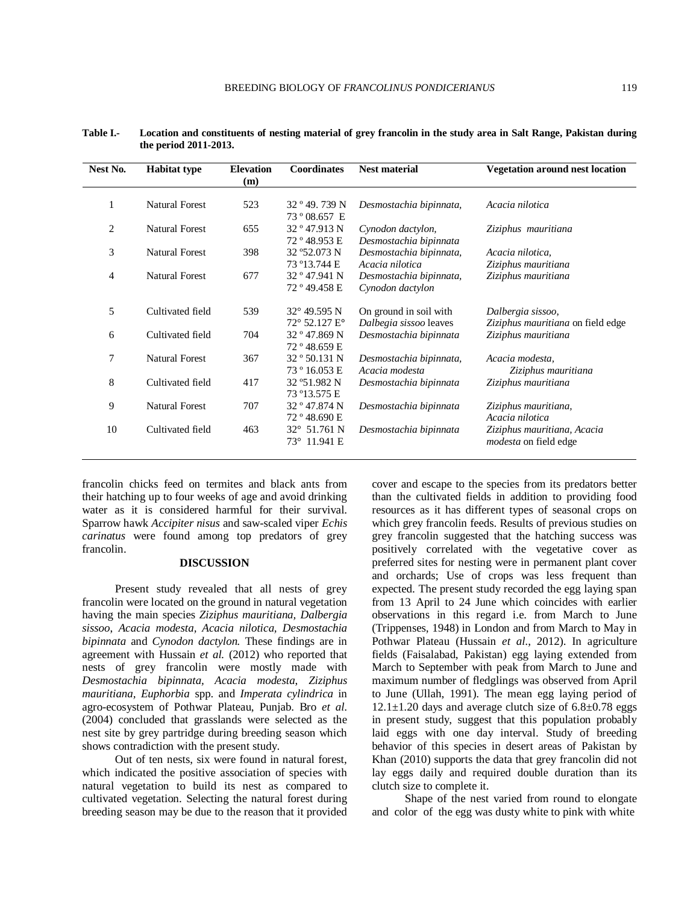**Table I.- Location and constituents of nesting material of grey francolin in the study area in Salt Range, Pakistan during the period 2011-2013.**

| Nest No. | Habitat type | Elevation (m) | Coordinates | Nest material | Vegetation around nest location |
|---|---|---|---|---|---|
| 1 | Natural Forest | 523 | 32 º 49. 739 N 73 º 08.657 E | *Desmostachia bipinnata,* | *Acacia nilotica* |
| 2 | Natural Forest | 655 | 32 º 47.913 N 72 º 48.953 E | *Cynodon dactylon, Desmostachia bipinnata* | *Ziziphus mauritiana* |
| 3 | Natural Forest | 398 | 32 º52.073 N 73 º13.744 E | *Desmostachia bipinnata, Acacia nilotica* | *Acacia nilotica, Ziziphus mauritiana* |
| 4 | Natural Forest | 677 | 32 º 47.941 N 72 º 49.458 E | *Desmostachia bipinnata, Cynodon dactylon* | *Ziziphus mauritiana* |
| 5 | Cultivated field | 539 | 32° 49.595 N 72° 52.127 E° | On ground in soil with *Dalbegia sissoo* leaves | *Dalbergia sissoo, Ziziphus mauritiana* on field edge |
| 6 | Cultivated field | 704 | 32 º 47.869 N 72 º 48.659 E | *Desmostachia bipinnata* | *Ziziphus mauritiana* |
| 7 | Natural Forest | 367 | 32 º 50.131 N 73 º 16.053 E | *Desmostachia bipinnata, Acacia modesta* | *Acacia modesta, Ziziphus mauritiana* |
| 8 | Cultivated field | 417 | 32 º51.982 N 73 º13.575 E | *Desmostachia bipinnata* | *Ziziphus mauritiana* |
| 9 | Natural Forest | 707 | 32 º 47.874 N 72 º 48.690 E | *Desmostachia bipinnata* | *Ziziphus mauritiana, Acacia nilotica* |
| 10 | Cultivated field | 463 | 32° 51.761 N 73° 11.941 E | *Desmostachia bipinnata* | *Ziziphus mauritiana, Acacia modesta* on field edge |

francolin chicks feed on termites and black ants from their hatching up to four weeks of age and avoid drinking water as it is considered harmful for their survival. Sparrow hawk *Accipiter nisus* and saw-scaled viper *Echis carinatus* were found among top predators of grey francolin.

## DISCUSSION

Present study revealed that all nests of grey francolin were located on the ground in natural vegetation having the main species *Ziziphus mauritiana, Dalbergia sissoo, Acacia modesta, Acacia nilotica, Desmostachia bipinnata* and *Cynodon dactylon.* These findings are in agreement with Hussain *et al.* (2012) who reported that nests of grey francolin were mostly made with *Desmostachia bipinnata, Acacia modesta, Ziziphus mauritiana, Euphorbia* spp. and *Imperata cylindrica* in agro-ecosystem of Pothwar Plateau, Punjab. Bro *et al.* (2004) concluded that grasslands were selected as the nest site by grey partridge during breeding season which shows contradiction with the present study.

Out of ten nests, six were found in natural forest, which indicated the positive association of species with natural vegetation to build its nest as compared to cultivated vegetation. Selecting the natural forest during breeding season may be due to the reason that it provided cover and escape to the species from its predators better than the cultivated fields in addition to providing food resources as it has different types of seasonal crops on which grey francolin feeds. Results of previous studies on grey francolin suggested that the hatching success was positively correlated with the vegetative cover as preferred sites for nesting were in permanent plant cover and orchards; Use of crops was less frequent than expected. The present study recorded the egg laying span from 13 April to 24 June which coincides with earlier observations in this regard i.e. from March to June (Trippenses, 1948) in London and from March to May in Pothwar Plateau (Hussain *et al.*, 2012). In agriculture fields (Faisalabad, Pakistan) egg laying extended from March to September with peak from March to June and maximum number of fledglings was observed from April to June (Ullah, 1991). The mean egg laying period of $12.1\pm1.20$ days and average clutch size of $6.8\pm0.78$ eggs in present study, suggest that this population probably laid eggs with one day interval. Study of breeding behavior of this species in desert areas of Pakistan by Khan (2010) supports the data that grey francolin did not lay eggs daily and required double duration than its clutch size to complete it.

Shape of the nest varied from round to elongate and color of the egg was dusty white to pink with white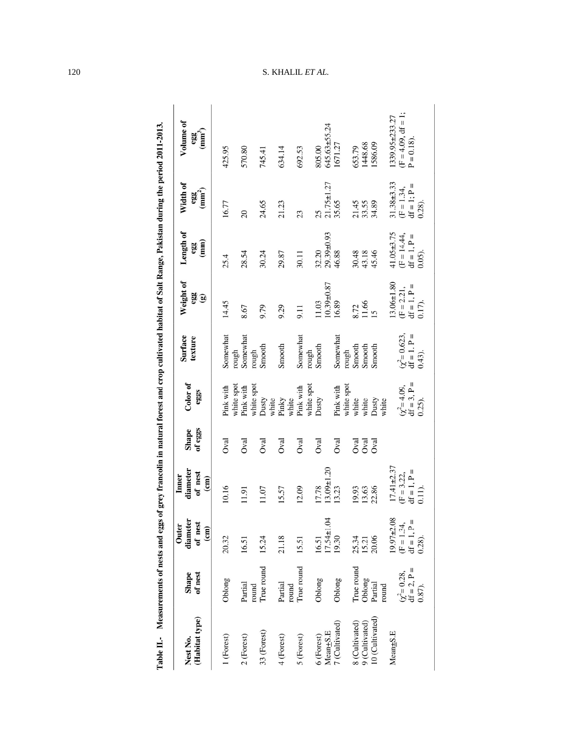**Table II.- Measurements of nests and eggs of grey francolin in natural forest and crop cultivated habitat of Salt Range, Pakistan during the period 2011-2013.**

| Nest No. (Habitat type) | Shape of nest | Outer diameter of nest (cm) | Inner diameter of nest (cm) | Shape of eggs | Color of eggs | Surface texture | Weight of egg (g) | Length of egg (mm) | Width of egg ($mm^2$) | Volume of egg ($mm^3$) |
|---|---|---|---|---|---|---|---|---|---|---|
| 1 (Forest) | Oblong | 20.32 | 10.16 | Oval | Pink with white spot | Somewhat rough | 14.45 | 25.4 | 16.77 | 425.95 |
| 2 (Forest) | Partial round | 16.51 | 11.91 | Oval | Pink with white spot | Somewhat rough | 8.67 | 28.54 | 20 | 570.80 |
| 33 (Forest) | True round | 15.24 | 11.07 | Oval | Dusty white | Smooth | 9.79 | 30.24 | 24.65 | 745.41 |
| 4 (Forest) | Partial round | 21.18 | 15.57 | Oval | Pinky white | Smooth | 9.29 | 29.87 | 21.23 | 634.14 |
| 5 (Forest) | True round | 15.51 | 12.09 | Oval | Pink with white spot | Somewhat rough | 9.11 | 30.11 | 23 | 692.53 |
| 6 (Forest) | Oblong | 16.51 | 17.78 | Oval | Dusty | Smooth | 11.03 | 32.20 | 25 | 805.00 |
| Mean±S.E | | 17.54±1.04 | 13.09±1.20 | | | | 10.39±0.87 | 29.39±0.93 | 21.75±1.27 | 645.63±55.24 |
| 7 (Cultivated) | Oblong | 19.30 | 13.23 | Oval | Pink with white spot | Somewhat rough | 16.89 | 46.88 | 35.65 | 1671.27 |
| 8 (Cultivated) | True round | 25.34 | 19.93 | Oval | white | Smooth | 8.72 | 30.48 | 21.45 | 653.79 |
| 9 (Cultivated) | Oblong | 15.21 | 13.63 | Oval | white | Smooth | 11.66 | 43.18 | 33.55 | 1448.68 |
| 10 (Cultivated) | Partial round | 20.06 | 22.86 | Oval | Dusty white | Smooth | 15 | 45.46 | 34.89 | 1586.09 |
| Mean±S.E | | 19.97±2.08 | 17.41±2.37 | | | | 13.06±1.80 | 41.05±3.75 | 31.38±3.33 | 1339.95±233.27 |
| | ($\chi^2$ = 0.28, df = 2, P = 0.87). | (F = 1.34, df = 1, P = 0.28). | (F = 3.22, df = 1, P = 0.11). | | ($\chi^2$ = 4.08, df = 3, P = 0.25). | ($\chi^2$ = 0.623, df = 1. P = 0.43). | (F = 2.21, df = 1, P = 0.17). | (F = 14.44, df = 1, P = 0.05). | (F = 1.34, df = 1; P = 0.28). | (F = 4.09, df = 1; P = 0.18). |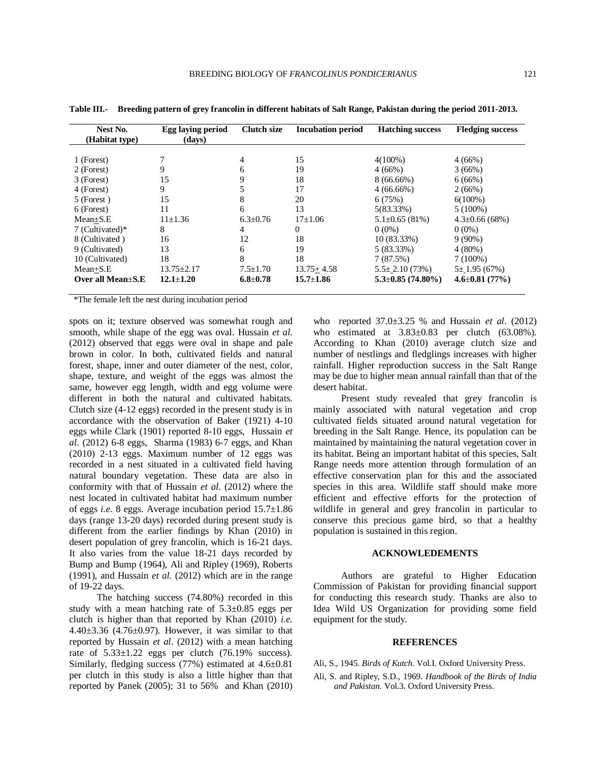**Table III.- Breeding pattern of grey francolin in different habitats of Salt Range, Pakistan during the period 2011-2013.**

| Nest No. (Habitat type) | Egg laying period (days) | Clutch size | Incubation period | Hatching success | Fledging success |
|---|---|---|---|---|---|
| 1 (Forest) | 7 | 4 | 15 | 4(100%) | 4 (66%) |
| 2 (Forest) | 9 | 6 | 19 | 4 (66%) | 3 (66%) |
| 3 (Forest) | 15 | 9 | 18 | 8 (66.66%) | 6 (66%) |
| 4 (Forest) | 9 | 5 | 17 | 4 (66.66%) | 2 (66%) |
| 5 (Forest ) | 15 | 8 | 20 | 6 (75%) | 6(100%) |
| 6 (Forest) | 11 | 6 | 13 | 5(83.33%) | 5 (100%) |
| Mean±S.E | 11±1.36 | 6.3±0.76 | 17±1.06 | 5.1±0.65 (81%) | 4.3±0.66 (68%) |
| 7 (Cultivated)* | 8 | 4 | 0 | 0 (0%) | 0 (0%) |
| 8 (Cultivated ) | 16 | 12 | 18 | 10 (83.33%) | 9 (90%) |
| 9 (Cultivated) | 13 | 6 | 19 | 5 (83.33%) | 4 (80%) |
| 10 (Cultivated) | 18 | 8 | 18 | 7 (87.5%) | 7 (100%) |
| Mean±S.E | 13.75±2.17 | 7.5±1.70 | 13.75± 4.58 | 5.5± 2.10 (73%) | 5± 1.95 (67%) |
| **Over all Mean±S.E** | **12.1±1.20** | **6.8±0.78** | **15.7±1.86** | **5.3±0.85 (74.80%)** | **4.6±0.81 (77%)** |

*The female left the nest during incubation period

spots on it; texture observed was somewhat rough and smooth, while shape of the egg was oval. Hussain *et al.* (2012) observed that eggs were oval in shape and pale brown in color. In both, cultivated fields and natural forest, shape, inner and outer diameter of the nest, color, shape, texture, and weight of the eggs was almost the same, however egg length, width and egg volume were different in both the natural and cultivated habitats. Clutch size (4-12 eggs) recorded in the present study is in accordance with the observation of Baker (1921) 4-10 eggs while Clark (1901) reported 8-10 eggs, Hussain *et al*. (2012) 6-8 eggs, Sharma (1983) 6-7 eggs, and Khan (2010) 2-13 eggs. Maximum number of 12 eggs was recorded in a nest situated in a cultivated field having natural boundary vegetation. These data are also in conformity with that of Hussain *et al*. (2012) where the nest located in cultivated habitat had maximum number of eggs *i.e*. 8 eggs. Average incubation period 15.7±1.86 days (range 13-20 days) recorded during present study is different from the earlier findings by Khan (2010) in desert population of grey francolin, which is 16-21 days. It also varies from the value 18-21 days recorded by Bump and Bump (1964), Ali and Ripley (1969), Roberts (1991), and Hussain *et al.* (2012) which are in the range of 19-22 days.

The hatching success (74.80%) recorded in this study with a mean hatching rate of 5.3±0.85 eggs per clutch is higher than that reported by Khan (2010) *i.e.* 4.40±3.36 (4.76±0.97). However, it was similar to that reported by Hussain *et al*. (2012) with a mean hatching rate of 5.33±1.22 eggs per clutch (76.19% success). Similarly, fledging success (77%) estimated at 4.6±0.81 per clutch in this study is also a little higher than that reported by Panek (2005); 31 to 56% and Khan (2010) who reported 37.0±3.25 % and Hussain *et al*. (2012) who estimated at 3.83±0.83 per clutch (63.08%). According to Khan (2010) average clutch size and number of nestlings and fledglings increases with higher rainfall. Higher reproduction success in the Salt Range may be due to higher mean annual rainfall than that of the desert habitat.

Present study revealed that grey francolin is mainly associated with natural vegetation and crop cultivated fields situated around natural vegetation for breeding in the Salt Range. Hence, its population can be maintained by maintaining the natural vegetation cover in its habitat. Being an important habitat of this species, Salt Range needs more attention through formulation of an effective conservation plan for this and the associated species in this area. Wildlife staff should make more efficient and effective efforts for the protection of wildlife in general and grey francolin in particular to conserve this precious game bird, so that a healthy population is sustained in this region.

## ACKNOWLEDEMENTS

Authors are grateful to Higher Education Commission of Pakistan for providing financial support for conducting this research study. Thanks are also to Idea Wild US Organization for providing some field equipment for the study.

## REFERENCES

Ali, S., 1945. *Birds of Kutch.* Vol.I. Oxford University Press.

Ali, S. and Ripley, S.D., 1969. *Handbook of the Birds of India and Pakistan.* Vol.3. Oxford University Press.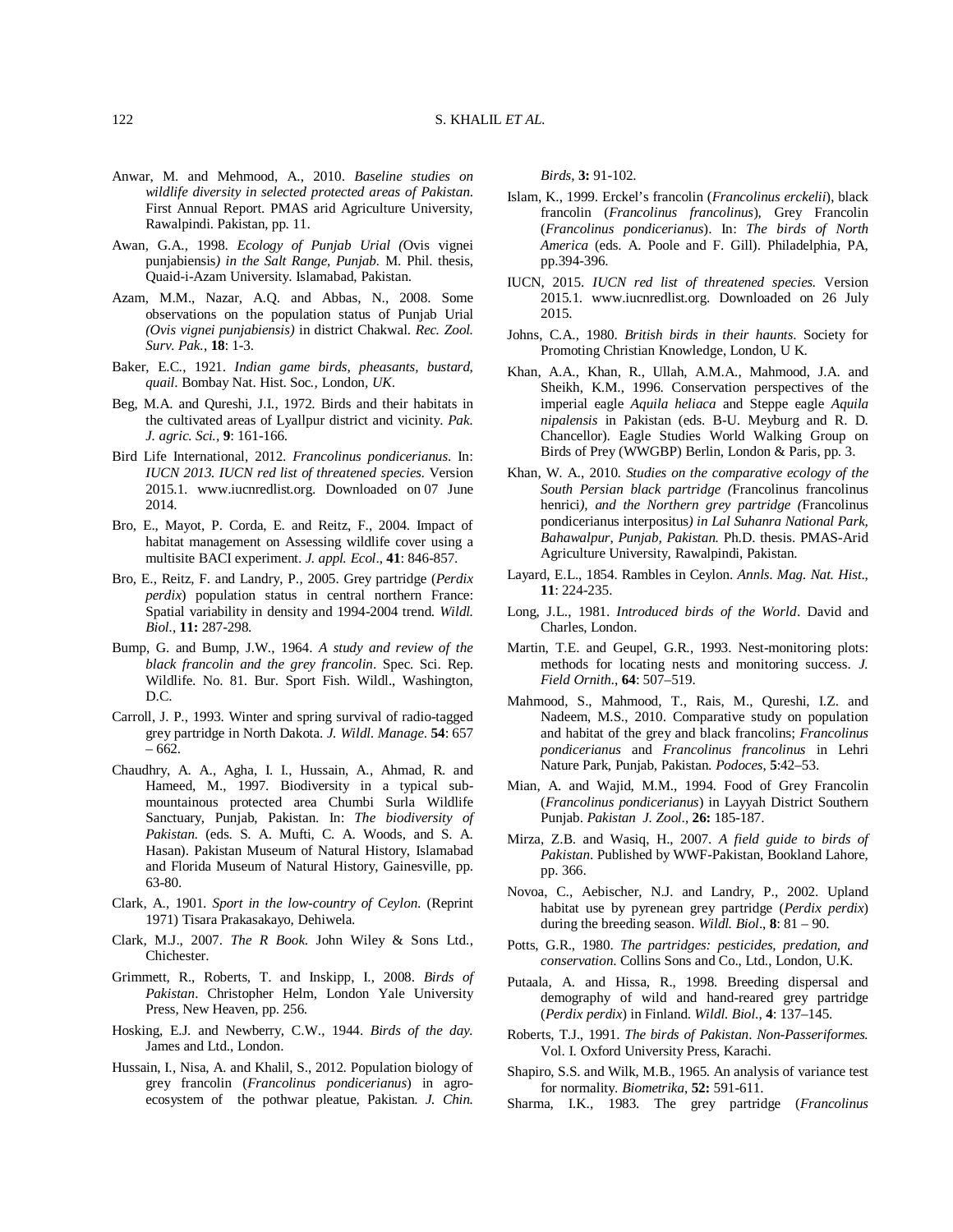Anwar, M. and Mehmood, A., 2010. *Baseline studies on wildlife diversity in selected protected areas of Pakistan*. First Annual Report. PMAS arid Agriculture University, Rawalpindi. Pakistan, pp. 11.

Awan, G.A., 1998. *Ecology of Punjab Urial (*Ovis vignei punjabiensis*) in the Salt Range, Punjab*. M. Phil. thesis, Quaid-i-Azam University. Islamabad, Pakistan.

Azam, M.M., Nazar, A.Q. and Abbas, N., 2008. Some observations on the population status of Punjab Urial *(Ovis vignei punjabiensis)* in district Chakwal. *Rec. Zool. Surv. Pak.*, **18**: 1-3.

Baker, E.C., 1921. *Indian game birds, pheasants, bustard, quail*. Bombay Nat. Hist. Soc., London, *UK*.

Beg, M.A. and Qureshi, J.I., 1972. Birds and their habitats in the cultivated areas of Lyallpur district and vicinity. *Pak. J. agric. Sci.*, **9**: 161-166.

Bird Life International, 2012. *Francolinus pondicerianus*. In: *IUCN 2013. IUCN red list of threatened species*. Version 2015.1. www.iucnredlist.org. Downloaded on 07 June 2014.

Bro, E., Mayot, P. Corda, E. and Reitz, F., 2004. Impact of habitat management on Assessing wildlife cover using a multisite BACI experiment. *J. appl. Ecol*., **41**: 846-857.

Bro, E., Reitz, F. and Landry, P., 2005. Grey partridge (*Perdix perdix*) population status in central northern France: Spatial variability in density and 1994-2004 trend. *Wildl. Biol*., **11:** 287-298.

Bump, G. and Bump, J.W., 1964. *A study and review of the black francolin and the grey francolin*. Spec. Sci. Rep. Wildlife. No. 81. Bur. Sport Fish. Wildl., Washington, D.C.

Carroll, J. P., 1993. Winter and spring survival of radio-tagged grey partridge in North Dakota. *J. Wildl. Manage.* **54**: 657 – 662.

Chaudhry, A. A., Agha, I. I., Hussain, A., Ahmad, R. and Hameed, M., 1997. Biodiversity in a typical sub-mountainous protected area Chumbi Surla Wildlife Sanctuary, Punjab, Pakistan. In: *The biodiversity of Pakistan*. (eds. S. A. Mufti, C. A. Woods, and S. A. Hasan). Pakistan Museum of Natural History, Islamabad and Florida Museum of Natural History, Gainesville, pp. 63-80.

Clark, A., 1901. *Sport in the low-country of Ceylon*. (Reprint 1971) Tisara Prakasakayo, Dehiwela.

Clark, M.J., 2007. *The R Book*. John Wiley & Sons Ltd., Chichester.

Grimmett, R., Roberts, T. and Inskipp, I., 2008. *Birds of Pakistan*. Christopher Helm, London Yale University Press, New Heaven, pp. 256.

Hosking, E.J. and Newberry, C.W., 1944. *Birds of the day*. James and Ltd., London.

Hussain, I., Nisa, A. and Khalil, S., 2012. Population biology of grey francolin (*Francolinus pondicerianus*) in agro-ecosystem of the pothwar pleatue, Pakistan. *J. Chin. Birds*, **3:** 91-102.

Islam, K., 1999. Erckel's francolin (*Francolinus erckelii*), black francolin (*Francolinus francolinus*), Grey Francolin (*Francolinus pondicerianus*). In: *The birds of North America* (eds. A. Poole and F. Gill). Philadelphia, PA, pp.394-396.

IUCN, 2015. *IUCN red list of threatened species.* Version 2015.1. www.iucnredlist.org. Downloaded on 26 July 2015.

Johns, C.A., 1980. *British birds in their haunts*. Society for Promoting Christian Knowledge, London, U K.

Khan, A.A., Khan, R., Ullah, A.M.A., Mahmood, J.A. and Sheikh, K.M., 1996. Conservation perspectives of the imperial eagle *Aquila heliaca* and Steppe eagle *Aquila nipalensis* in Pakistan (eds. B-U. Meyburg and R. D. Chancellor). Eagle Studies World Walking Group on Birds of Prey (WWGBP) Berlin, London & Paris, pp. 3.

Khan, W. A., 2010. *Studies on the comparative ecology of the South Persian black partridge (*Francolinus francolinus henrici*), and the Northern grey partridge (*Francolinus pondicerianus interpositus*) in Lal Suhanra National Park, Bahawalpur, Punjab, Pakistan.* Ph.D. thesis. PMAS-Arid Agriculture University, Rawalpindi, Pakistan.

Layard, E.L., 1854. Rambles in Ceylon. *Annls. Mag. Nat. Hist*., **11**: 224-235.

Long, J.L., 1981. *Introduced birds of the World*. David and Charles, London.

Martin, T.E. and Geupel, G.R., 1993. Nest-monitoring plots: methods for locating nests and monitoring success. *J. Field Ornith*., **64**: 507–519.

Mahmood, S., Mahmood, T., Rais, M., Qureshi, I.Z. and Nadeem, M.S., 2010. Comparative study on population and habitat of the grey and black francolins; *Francolinus pondicerianus* and *Francolinus francolinus* in Lehri Nature Park, Punjab, Pakistan. *Podoces*, **5**:42–53.

Mian, A. and Wajid, M.M., 1994. Food of Grey Francolin (*Francolinus pondicerianus*) in Layyah District Southern Punjab. *Pakistan J. Zool*., **26:** 185-187.

Mirza, Z.B. and Wasiq, H., 2007. *A field guide to birds of Pakistan*. Published by WWF-Pakistan, Bookland Lahore, pp. 366.

Novoa, C., Aebischer, N.J. and Landry, P., 2002. Upland habitat use by pyrenean grey partridge (*Perdix perdix*) during the breeding season. *Wildl. Biol*., **8**: 81 – 90.

Potts, G.R., 1980. *The partridges: pesticides, predation, and conservation*. Collins Sons and Co., Ltd., London, U.K.

Putaala, A. and Hissa, R., 1998. Breeding dispersal and demography of wild and hand-reared grey partridge (*Perdix perdix*) in Finland. *Wildl. Biol.*, **4**: 137–145.

Roberts, T.J., 1991. *The birds of Pakistan*. *Non-Passeriformes.* Vol. I. Oxford University Press, Karachi.

Shapiro, S.S. and Wilk, M.B., 1965. An analysis of variance test for normality. *Biometrika*, **52:** 591-611.

Sharma, I.K., 1983. The grey partridge (*Francolinus*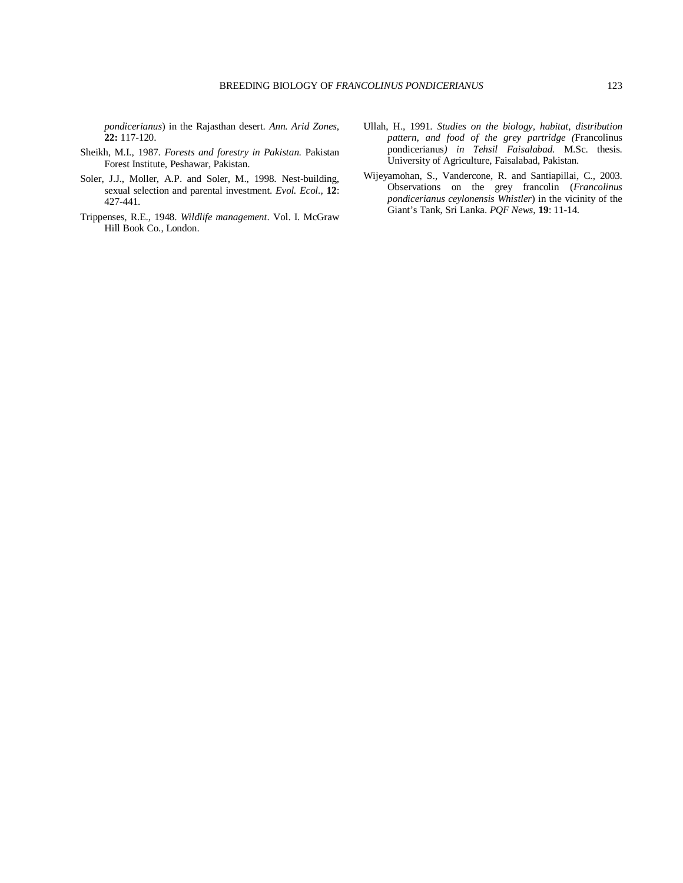*pondicerianus*) in the Rajasthan desert. *Ann. Arid Zones,* **22:** 117-120.

Sheikh, M.I., 1987. *Forests and forestry in Pakistan.* Pakistan Forest Institute, Peshawar, Pakistan.

Soler, J.J., Moller, A.P. and Soler, M., 1998. Nest-building, sexual selection and parental investment. *Evol. Ecol.,* **12**: 427-441.

Trippenses, R.E., 1948. *Wildlife management*. Vol. I. McGraw Hill Book Co., London.

Ullah, H., 1991. *Studies on the biology, habitat, distribution pattern, and food of the grey partridge (*Francolinus pondicerianus*) in Tehsil Faisalabad.* M.Sc. thesis. University of Agriculture, Faisalabad, Pakistan.

Wijeyamohan, S., Vandercone, R. and Santiapillai, C., 2003. Observations on the grey francolin (*Francolinus pondicerianus ceylonensis Whistler*) in the vicinity of the Giant's Tank, Sri Lanka. *PQF News*, **19**: 11-14.